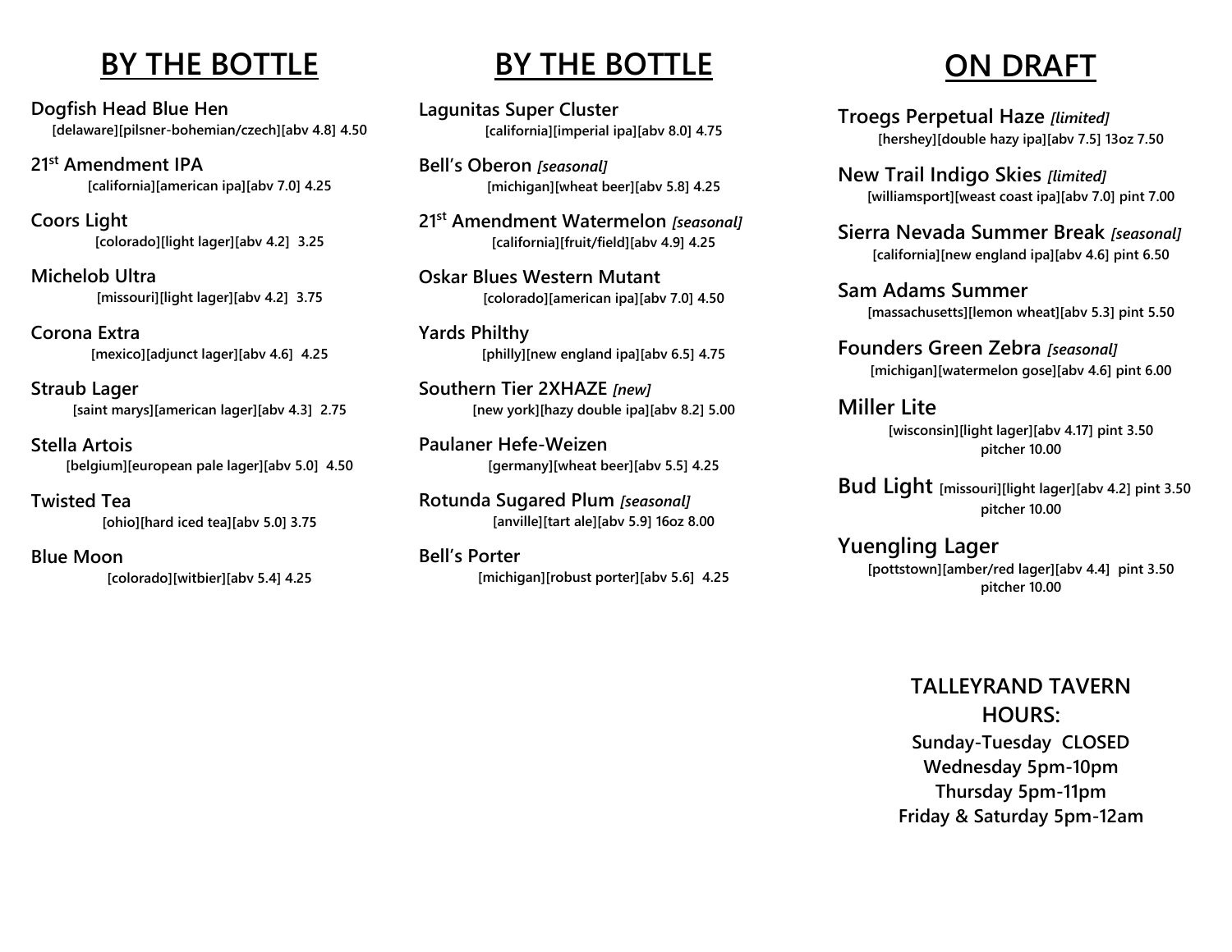## BY THE BOTTLE

**Dogfish Head Blue Hen**
[delaware][pilsner-bohemian/czech][abv 4.8] 4.50

**21st Amendment IPA**
[california][american ipa][abv 7.0] 4.25

**Coors Light**
[colorado][light lager][abv 4.2] 3.25

**Michelob Ultra**
[missouri][light lager][abv 4.2] 3.75

**Corona Extra**
[mexico][adjunct lager][abv 4.6] 4.25

**Straub Lager**
[saint marys][american lager][abv 4.3] 2.75

**Stella Artois**
[belgium][european pale lager][abv 5.0] 4.50

**Twisted Tea**
[ohio][hard iced tea][abv 5.0] 3.75

**Blue Moon**
[colorado][witbier][abv 5.4] 4.25

## BY THE BOTTLE

**Lagunitas Super Cluster**
[california][imperial ipa][abv 8.0] 4.75

**Bell's Oberon** *[seasonal]*
[michigan][wheat beer][abv 5.8] 4.25

**21st Amendment Watermelon** *[seasonal]*
[california][fruit/field][abv 4.9] 4.25

**Oskar Blues Western Mutant**
[colorado][american ipa][abv 7.0] 4.50

**Yards Philthy**
[philly][new england ipa][abv 6.5] 4.75

**Southern Tier 2XHAZE** *[new]*
[new york][hazy double ipa][abv 8.2] 5.00

**Paulaner Hefe-Weizen**
[germany][wheat beer][abv 5.5] 4.25

**Rotunda Sugared Plum** *[seasonal]*
[anville][tart ale][abv 5.9] 16oz 8.00

**Bell's Porter**
[michigan][robust porter][abv 5.6] 4.25

## ON DRAFT

**Troegs Perpetual Haze** *[limited]*
[hershey][double hazy ipa][abv 7.5] 13oz 7.50

**New Trail Indigo Skies** *[limited]*
[williamsport][weast coast ipa][abv 7.0] pint 7.00

**Sierra Nevada Summer Break** *[seasonal]*
[california][new england ipa][abv 4.6] pint 6.50

**Sam Adams Summer**
[massachusetts][lemon wheat][abv 5.3] pint 5.50

**Founders Green Zebra** *[seasonal]*
[michigan][watermelon gose][abv 4.6] pint 6.00

**Miller Lite**
[wisconsin][light lager][abv 4.17] pint 3.50
pitcher 10.00

**Bud Light** [missouri][light lager][abv 4.2] pint 3.50
pitcher 10.00

**Yuengling Lager**
[pottstown][amber/red lager][abv 4.4] pint 3.50
pitcher 10.00

**TALLEYRAND TAVERN HOURS:**

**Sunday-Tuesday CLOSED**
**Wednesday 5pm-10pm**
**Thursday 5pm-11pm**
**Friday & Saturday 5pm-12am**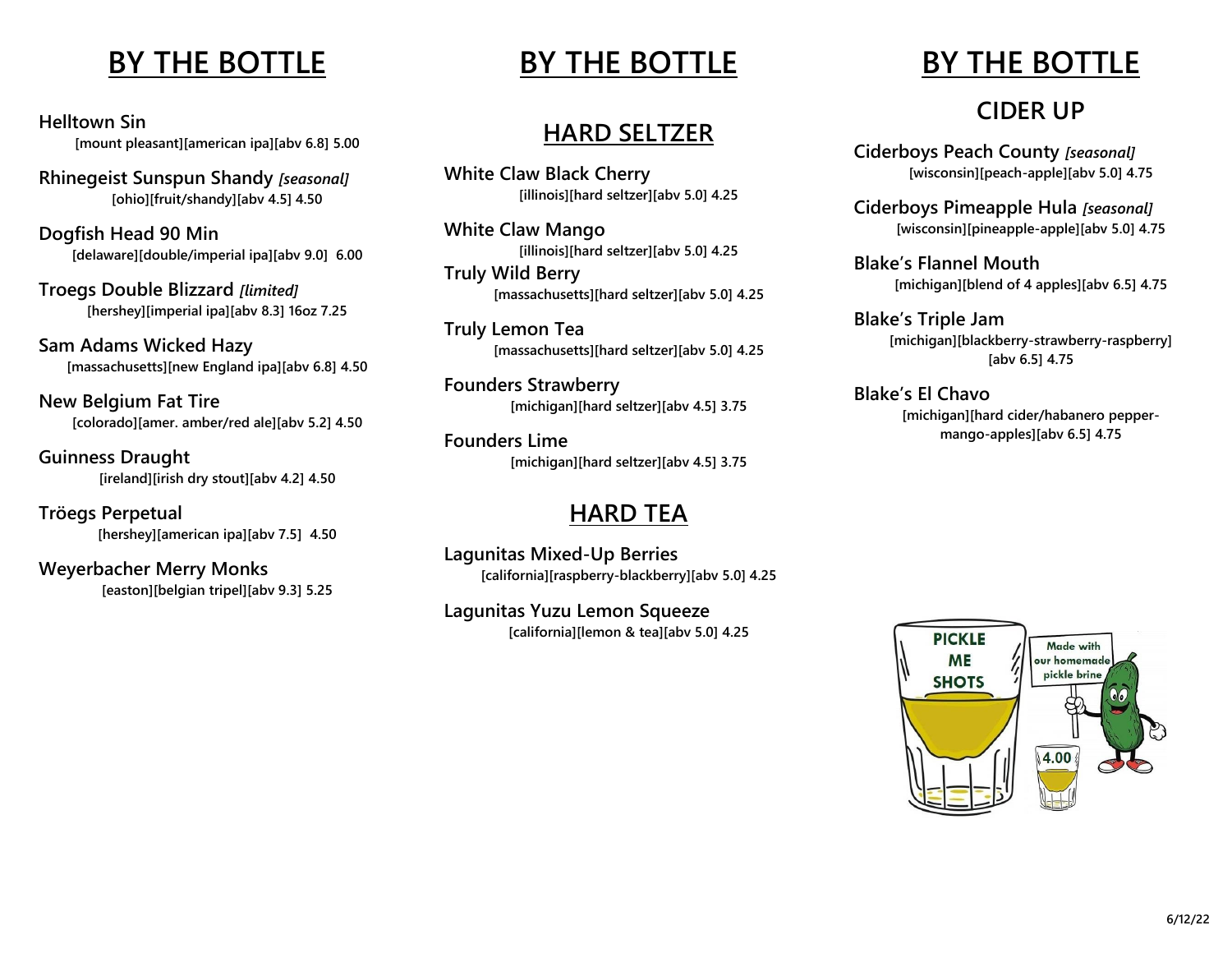# BY THE BOTTLE

**Helltown Sin**
[mount pleasant][american ipa][abv 6.8] 5.00

**Rhinegeist Sunspun Shandy** ***[seasonal]***
[ohio][fruit/shandy][abv 4.5] 4.50

**Dogfish Head 90 Min**
[delaware][double/imperial ipa][abv 9.0] 6.00

**Troegs Double Blizzard** ***[limited]***
[hershey][imperial ipa][abv 8.3] 16oz 7.25

**Sam Adams Wicked Hazy**
[massachusetts][new England ipa][abv 6.8] 4.50

**New Belgium Fat Tire**
[colorado][amer. amber/red ale][abv 5.2] 4.50

**Guinness Draught**
[ireland][irish dry stout][abv 4.2] 4.50

**Tröegs Perpetual**
[hershey][american ipa][abv 7.5] 4.50

**Weyerbacher Merry Monks**
[easton][belgian tripel][abv 9.3] 5.25

# BY THE BOTTLE

## HARD SELTZER

**White Claw Black Cherry**
[illinois][hard seltzer][abv 5.0] 4.25

**White Claw Mango**
[illinois][hard seltzer][abv 5.0] 4.25

**Truly Wild Berry**
[massachusetts][hard seltzer][abv 5.0] 4.25

**Truly Lemon Tea**
[massachusetts][hard seltzer][abv 5.0] 4.25

**Founders Strawberry**
[michigan][hard seltzer][abv 4.5] 3.75

**Founders Lime**
[michigan][hard seltzer][abv 4.5] 3.75

## HARD TEA

**Lagunitas Mixed-Up Berries**
[california][raspberry-blackberry][abv 5.0] 4.25

**Lagunitas Yuzu Lemon Squeeze**
[california][lemon & tea][abv 5.0] 4.25

# BY THE BOTTLE

## CIDER UP

**Ciderboys Peach County** ***[seasonal]***
[wisconsin][peach-apple][abv 5.0] 4.75

**Ciderboys Pimeapple Hula** ***[seasonal]***
[wisconsin][pineapple-apple][abv 5.0] 4.75

**Blake's Flannel Mouth**
[michigan][blend of 4 apples][abv 6.5] 4.75

**Blake's Triple Jam**
[michigan][blackberry-strawberry-raspberry][abv 6.5] 4.75

**Blake's El Chavo**
[michigan][hard cider/habanero pepper-mango-apples][abv 6.5] 4.75

PICKLE ME SHOTS

Made with our homemade pickle brine

4.00

6/12/22